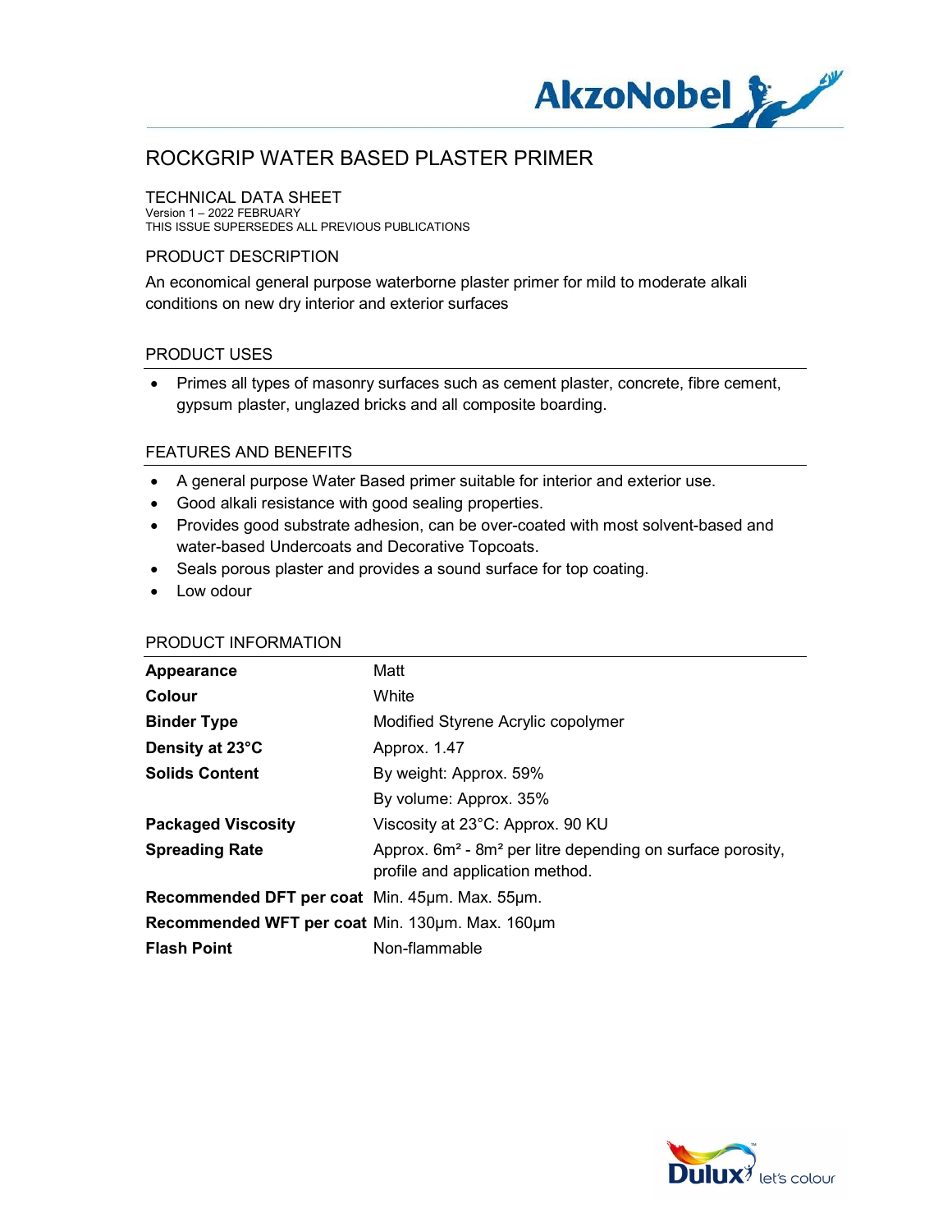# ROCKGRIP WATER BASED PLASTER PRIMER

## TECHNICAL DATA SHEET

Version 1 – 2022 FEBRUARY
THIS ISSUE SUPERSEDES ALL PREVIOUS PUBLICATIONS

## PRODUCT DESCRIPTION

An economical general purpose waterborne plaster primer for mild to moderate alkali conditions on new dry interior and exterior surfaces

## PRODUCT USES

- Primes all types of masonry surfaces such as cement plaster, concrete, fibre cement, gypsum plaster, unglazed bricks and all composite boarding.

## FEATURES AND BENEFITS

- A general purpose Water Based primer suitable for interior and exterior use.
- Good alkali resistance with good sealing properties.
- Provides good substrate adhesion, can be over-coated with most solvent-based and water-based Undercoats and Decorative Topcoats.
- Seals porous plaster and provides a sound surface for top coating.
- Low odour

## PRODUCT INFORMATION

| | |
|---|---|
| **Appearance** | Matt |
| **Colour** | White |
| **Binder Type** | Modified Styrene Acrylic copolymer |
| **Density at 23°C** | Approx. 1.47 |
| **Solids Content** | By weight: Approx. 59% |
| | By volume: Approx. 35% |
| **Packaged Viscosity** | Viscosity at 23°C: Approx. 90 KU |
| **Spreading Rate** | Approx. 6m² - 8m² per litre depending on surface porosity, profile and application method. |
| **Recommended DFT per coat** | Min. 45µm. Max. 55µm. |
| **Recommended WFT per coat** | Min. 130µm. Max. 160µm |
| **Flash Point** | Non-flammable |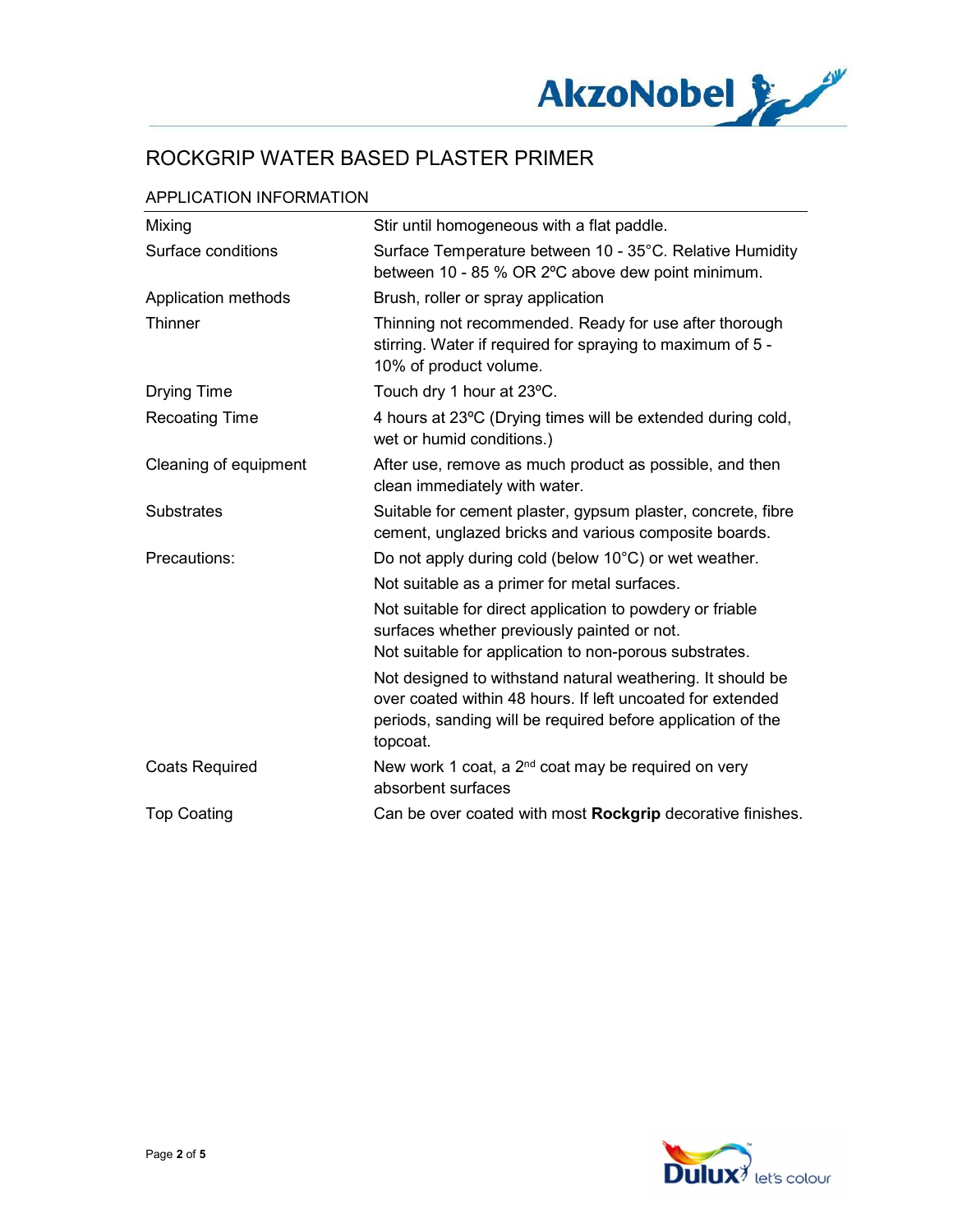# ROCKGRIP WATER BASED PLASTER PRIMER

## APPLICATION INFORMATION

| | |
|---|---|
| Mixing | Stir until homogeneous with a flat paddle. |
| Surface conditions | Surface Temperature between 10 - 35°C. Relative Humidity between 10 - 85 % OR 2ºC above dew point minimum. |
| Application methods | Brush, roller or spray application |
| Thinner | Thinning not recommended. Ready for use after thorough stirring. Water if required for spraying to maximum of 5 - 10% of product volume. |
| Drying Time | Touch dry 1 hour at 23ºC. |
| Recoating Time | 4 hours at 23ºC (Drying times will be extended during cold, wet or humid conditions.) |
| Cleaning of equipment | After use, remove as much product as possible, and then clean immediately with water. |
| Substrates | Suitable for cement plaster, gypsum plaster, concrete, fibre cement, unglazed bricks and various composite boards. |
| Precautions: | Do not apply during cold (below 10°C) or wet weather. |
| | Not suitable as a primer for metal surfaces. |
| | Not suitable for direct application to powdery or friable surfaces whether previously painted or not. Not suitable for application to non-porous substrates. |
| | Not designed to withstand natural weathering. It should be over coated within 48 hours. If left uncoated for extended periods, sanding will be required before application of the topcoat. |
| Coats Required | New work 1 coat, a 2nd coat may be required on very absorbent surfaces |
| Top Coating | Can be over coated with most **Rockgrip** decorative finishes. |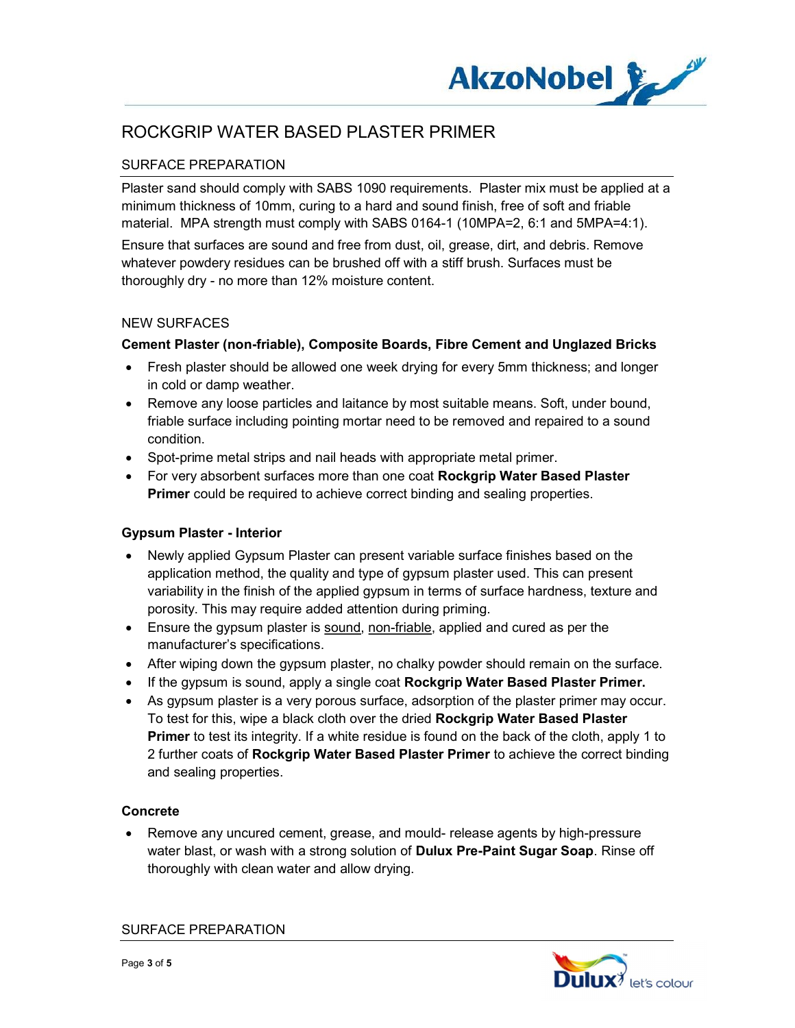# ROCKGRIP WATER BASED PLASTER PRIMER

## SURFACE PREPARATION

Plaster sand should comply with SABS 1090 requirements. Plaster mix must be applied at a minimum thickness of 10mm, curing to a hard and sound finish, free of soft and friable material. MPA strength must comply with SABS 0164-1 (10MPA=2, 6:1 and 5MPA=4:1).

Ensure that surfaces are sound and free from dust, oil, grease, dirt, and debris. Remove whatever powdery residues can be brushed off with a stiff brush. Surfaces must be thoroughly dry - no more than 12% moisture content.

### NEW SURFACES

**Cement Plaster (non-friable), Composite Boards, Fibre Cement and Unglazed Bricks**

- Fresh plaster should be allowed one week drying for every 5mm thickness; and longer in cold or damp weather.
- Remove any loose particles and laitance by most suitable means. Soft, under bound, friable surface including pointing mortar need to be removed and repaired to a sound condition.
- Spot-prime metal strips and nail heads with appropriate metal primer.
- For very absorbent surfaces more than one coat **Rockgrip Water Based Plaster Primer** could be required to achieve correct binding and sealing properties.

**Gypsum Plaster - Interior**

- Newly applied Gypsum Plaster can present variable surface finishes based on the application method, the quality and type of gypsum plaster used. This can present variability in the finish of the applied gypsum in terms of surface hardness, texture and porosity. This may require added attention during priming.
- Ensure the gypsum plaster is sound, non-friable, applied and cured as per the manufacturer's specifications.
- After wiping down the gypsum plaster, no chalky powder should remain on the surface.
- If the gypsum is sound, apply a single coat **Rockgrip Water Based Plaster Primer.**
- As gypsum plaster is a very porous surface, adsorption of the plaster primer may occur. To test for this, wipe a black cloth over the dried **Rockgrip Water Based Plaster Primer** to test its integrity. If a white residue is found on the back of the cloth, apply 1 to 2 further coats of **Rockgrip Water Based Plaster Primer** to achieve the correct binding and sealing properties.

**Concrete**

- Remove any uncured cement, grease, and mould- release agents by high-pressure water blast, or wash with a strong solution of **Dulux Pre-Paint Sugar Soap**. Rinse off thoroughly with clean water and allow drying.

## SURFACE PREPARATION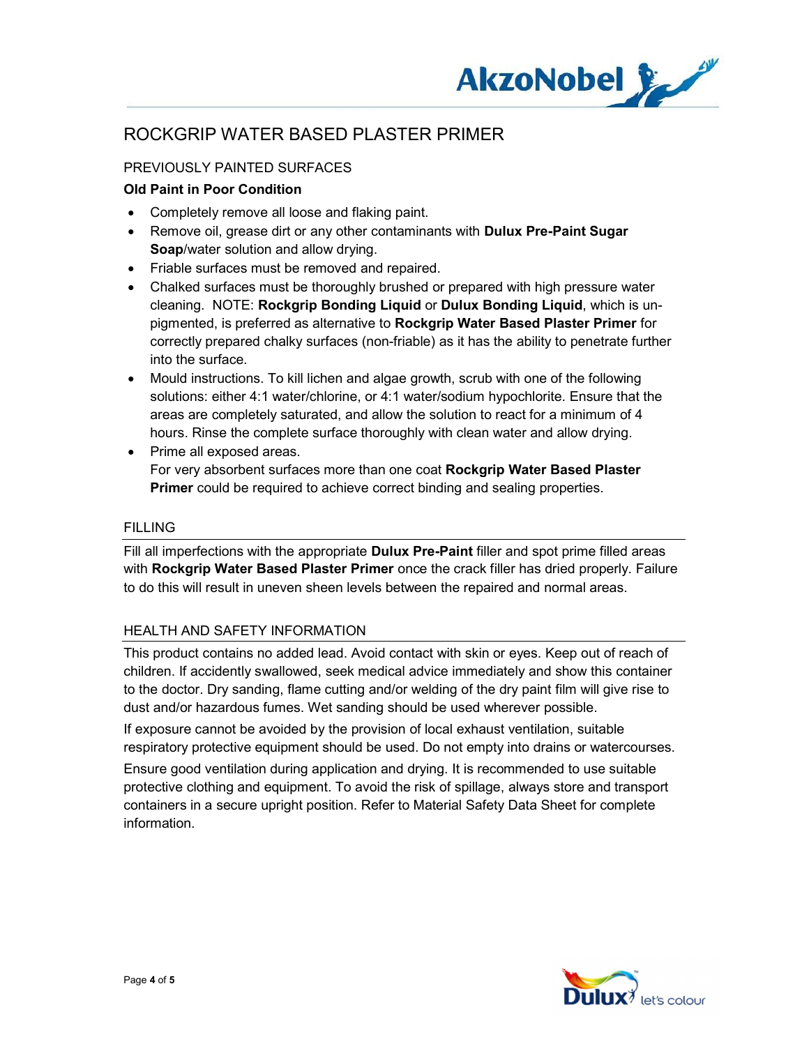# ROCKGRIP WATER BASED PLASTER PRIMER

## PREVIOUSLY PAINTED SURFACES

**Old Paint in Poor Condition**

- Completely remove all loose and flaking paint.
- Remove oil, grease dirt or any other contaminants with **Dulux Pre-Paint Sugar Soap**/water solution and allow drying.
- Friable surfaces must be removed and repaired.
- Chalked surfaces must be thoroughly brushed or prepared with high pressure water cleaning. NOTE: **Rockgrip Bonding Liquid** or **Dulux Bonding Liquid**, which is un-pigmented, is preferred as alternative to **Rockgrip Water Based Plaster Primer** for correctly prepared chalky surfaces (non-friable) as it has the ability to penetrate further into the surface.
- Mould instructions. To kill lichen and algae growth, scrub with one of the following solutions: either 4:1 water/chlorine, or 4:1 water/sodium hypochlorite. Ensure that the areas are completely saturated, and allow the solution to react for a minimum of 4 hours. Rinse the complete surface thoroughly with clean water and allow drying.
- Prime all exposed areas.
  For very absorbent surfaces more than one coat **Rockgrip Water Based Plaster Primer** could be required to achieve correct binding and sealing properties.

## FILLING

Fill all imperfections with the appropriate **Dulux Pre-Paint** filler and spot prime filled areas with **Rockgrip Water Based Plaster Primer** once the crack filler has dried properly. Failure to do this will result in uneven sheen levels between the repaired and normal areas.

## HEALTH AND SAFETY INFORMATION

This product contains no added lead. Avoid contact with skin or eyes. Keep out of reach of children. If accidently swallowed, seek medical advice immediately and show this container to the doctor. Dry sanding, flame cutting and/or welding of the dry paint film will give rise to dust and/or hazardous fumes. Wet sanding should be used wherever possible.

If exposure cannot be avoided by the provision of local exhaust ventilation, suitable respiratory protective equipment should be used. Do not empty into drains or watercourses.

Ensure good ventilation during application and drying. It is recommended to use suitable protective clothing and equipment. To avoid the risk of spillage, always store and transport containers in a secure upright position. Refer to Material Safety Data Sheet for complete information.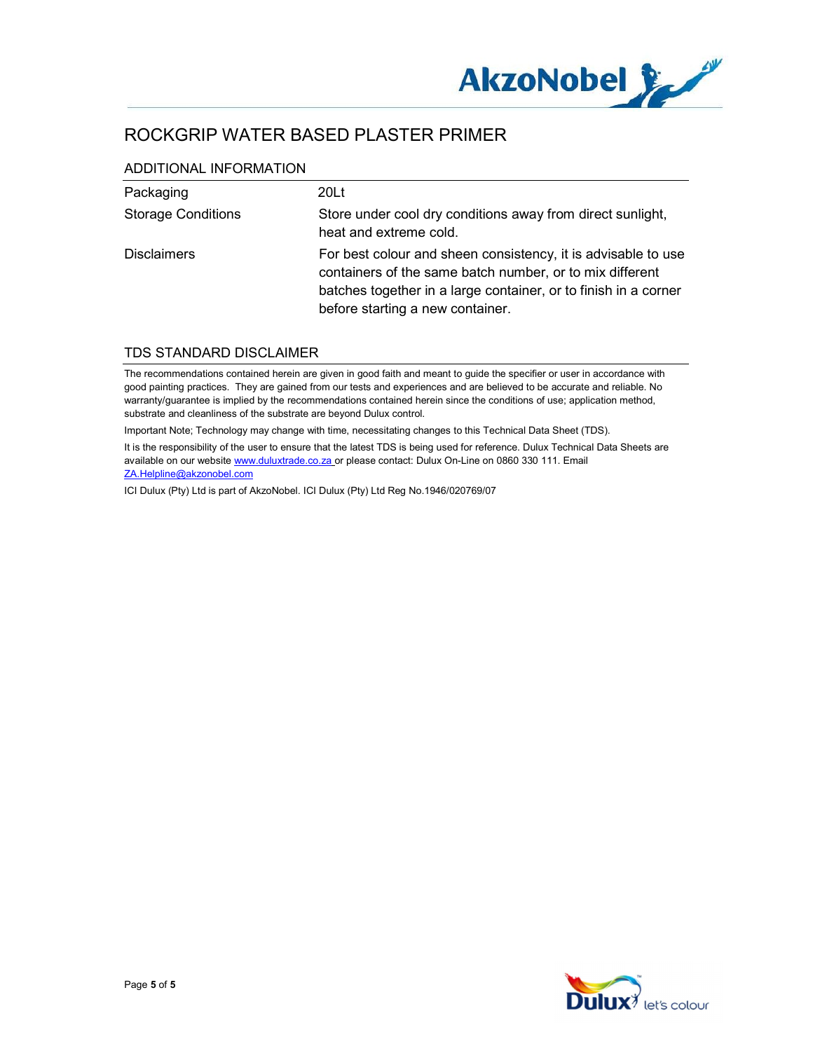# ROCKGRIP WATER BASED PLASTER PRIMER

## ADDITIONAL INFORMATION

| | |
|---|---|
| Packaging | 20Lt |
| Storage Conditions | Store under cool dry conditions away from direct sunlight, heat and extreme cold. |
| Disclaimers | For best colour and sheen consistency, it is advisable to use containers of the same batch number, or to mix different batches together in a large container, or to finish in a corner before starting a new container. |

## TDS STANDARD DISCLAIMER

The recommendations contained herein are given in good faith and meant to guide the specifier or user in accordance with good painting practices. They are gained from our tests and experiences and are believed to be accurate and reliable. No warranty/guarantee is implied by the recommendations contained herein since the conditions of use; application method, substrate and cleanliness of the substrate are beyond Dulux control.

Important Note; Technology may change with time, necessitating changes to this Technical Data Sheet (TDS).

It is the responsibility of the user to ensure that the latest TDS is being used for reference. Dulux Technical Data Sheets are available on our website www.duluxtrade.co.za or please contact: Dulux On-Line on 0860 330 111. Email ZA.Helpline@akzonobel.com

ICI Dulux (Pty) Ltd is part of AkzoNobel. ICI Dulux (Pty) Ltd Reg No.1946/020769/07